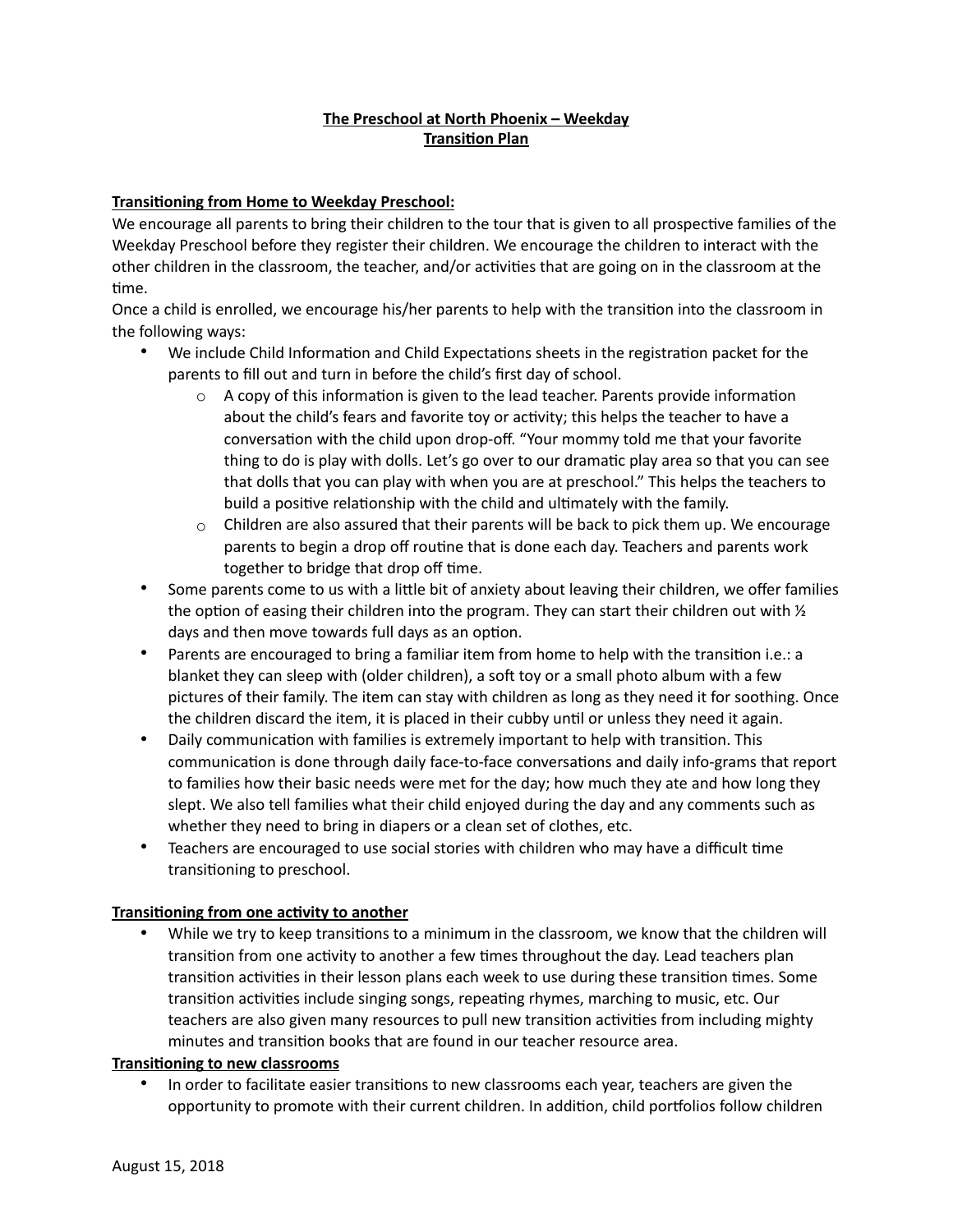**The Preschool at North Phoenix – Weekday**
**Transition Plan**

**Transitioning from Home to Weekday Preschool:**

We encourage all parents to bring their children to the tour that is given to all prospective families of the Weekday Preschool before they register their children. We encourage the children to interact with the other children in the classroom, the teacher, and/or activities that are going on in the classroom at the time.

Once a child is enrolled, we encourage his/her parents to help with the transition into the classroom in the following ways:

- We include Child Information and Child Expectations sheets in the registration packet for the parents to fill out and turn in before the child's first day of school.
  - A copy of this information is given to the lead teacher. Parents provide information about the child's fears and favorite toy or activity; this helps the teacher to have a conversation with the child upon drop-off. "Your mommy told me that your favorite thing to do is play with dolls. Let's go over to our dramatic play area so that you can see that dolls that you can play with when you are at preschool." This helps the teachers to build a positive relationship with the child and ultimately with the family.
  - Children are also assured that their parents will be back to pick them up. We encourage parents to begin a drop off routine that is done each day. Teachers and parents work together to bridge that drop off time.
- Some parents come to us with a little bit of anxiety about leaving their children, we offer families the option of easing their children into the program. They can start their children out with ½ days and then move towards full days as an option.
- Parents are encouraged to bring a familiar item from home to help with the transition i.e.: a blanket they can sleep with (older children), a soft toy or a small photo album with a few pictures of their family. The item can stay with children as long as they need it for soothing. Once the children discard the item, it is placed in their cubby until or unless they need it again.
- Daily communication with families is extremely important to help with transition. This communication is done through daily face-to-face conversations and daily info-grams that report to families how their basic needs were met for the day; how much they ate and how long they slept. We also tell families what their child enjoyed during the day and any comments such as whether they need to bring in diapers or a clean set of clothes, etc.
- Teachers are encouraged to use social stories with children who may have a difficult time transitioning to preschool.

**Transitioning from one activity to another**

- While we try to keep transitions to a minimum in the classroom, we know that the children will transition from one activity to another a few times throughout the day. Lead teachers plan transition activities in their lesson plans each week to use during these transition times. Some transition activities include singing songs, repeating rhymes, marching to music, etc. Our teachers are also given many resources to pull new transition activities from including mighty minutes and transition books that are found in our teacher resource area.

**Transitioning to new classrooms**

- In order to facilitate easier transitions to new classrooms each year, teachers are given the opportunity to promote with their current children. In addition, child portfolios follow children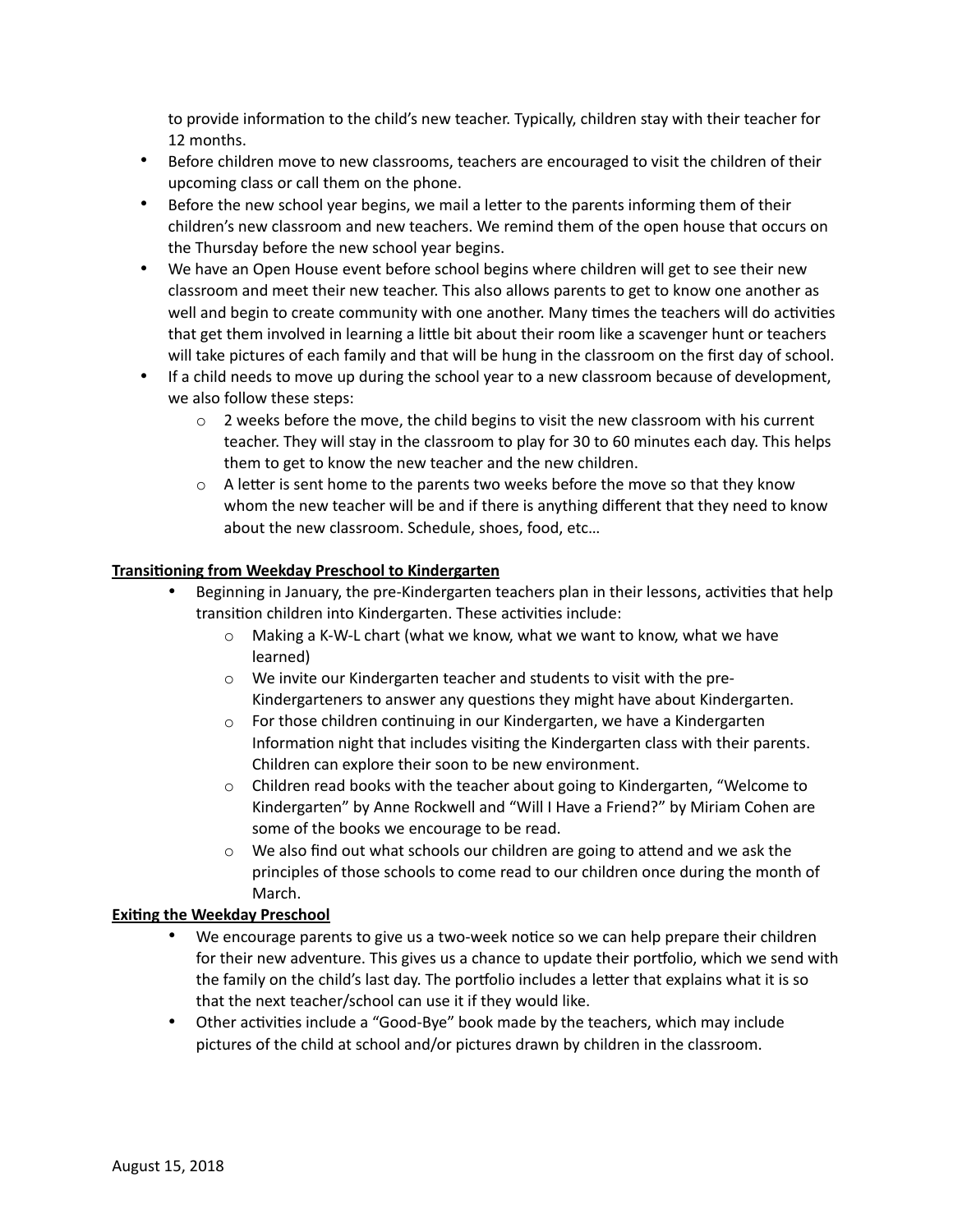to provide information to the child's new teacher. Typically, children stay with their teacher for 12 months.

- Before children move to new classrooms, teachers are encouraged to visit the children of their upcoming class or call them on the phone.
- Before the new school year begins, we mail a letter to the parents informing them of their children's new classroom and new teachers. We remind them of the open house that occurs on the Thursday before the new school year begins.
- We have an Open House event before school begins where children will get to see their new classroom and meet their new teacher. This also allows parents to get to know one another as well and begin to create community with one another. Many times the teachers will do activities that get them involved in learning a little bit about their room like a scavenger hunt or teachers will take pictures of each family and that will be hung in the classroom on the first day of school.
- If a child needs to move up during the school year to a new classroom because of development, we also follow these steps:
  - 2 weeks before the move, the child begins to visit the new classroom with his current teacher. They will stay in the classroom to play for 30 to 60 minutes each day. This helps them to get to know the new teacher and the new children.
  - A letter is sent home to the parents two weeks before the move so that they know whom the new teacher will be and if there is anything different that they need to know about the new classroom. Schedule, shoes, food, etc…

**<u>Transitioning from Weekday Preschool to Kindergarten</u>**

- Beginning in January, the pre-Kindergarten teachers plan in their lessons, activities that help transition children into Kindergarten. These activities include:
  - Making a K-W-L chart (what we know, what we want to know, what we have learned)
  - We invite our Kindergarten teacher and students to visit with the pre-Kindergarteners to answer any questions they might have about Kindergarten.
  - For those children continuing in our Kindergarten, we have a Kindergarten Information night that includes visiting the Kindergarten class with their parents. Children can explore their soon to be new environment.
  - Children read books with the teacher about going to Kindergarten, "Welcome to Kindergarten" by Anne Rockwell and "Will I Have a Friend?" by Miriam Cohen are some of the books we encourage to be read.
  - We also find out what schools our children are going to attend and we ask the principles of those schools to come read to our children once during the month of March.

**<u>Exiting the Weekday Preschool</u>**

- We encourage parents to give us a two-week notice so we can help prepare their children for their new adventure. This gives us a chance to update their portfolio, which we send with the family on the child's last day. The portfolio includes a letter that explains what it is so that the next teacher/school can use it if they would like.
- Other activities include a "Good-Bye" book made by the teachers, which may include pictures of the child at school and/or pictures drawn by children in the classroom.

August 15, 2018